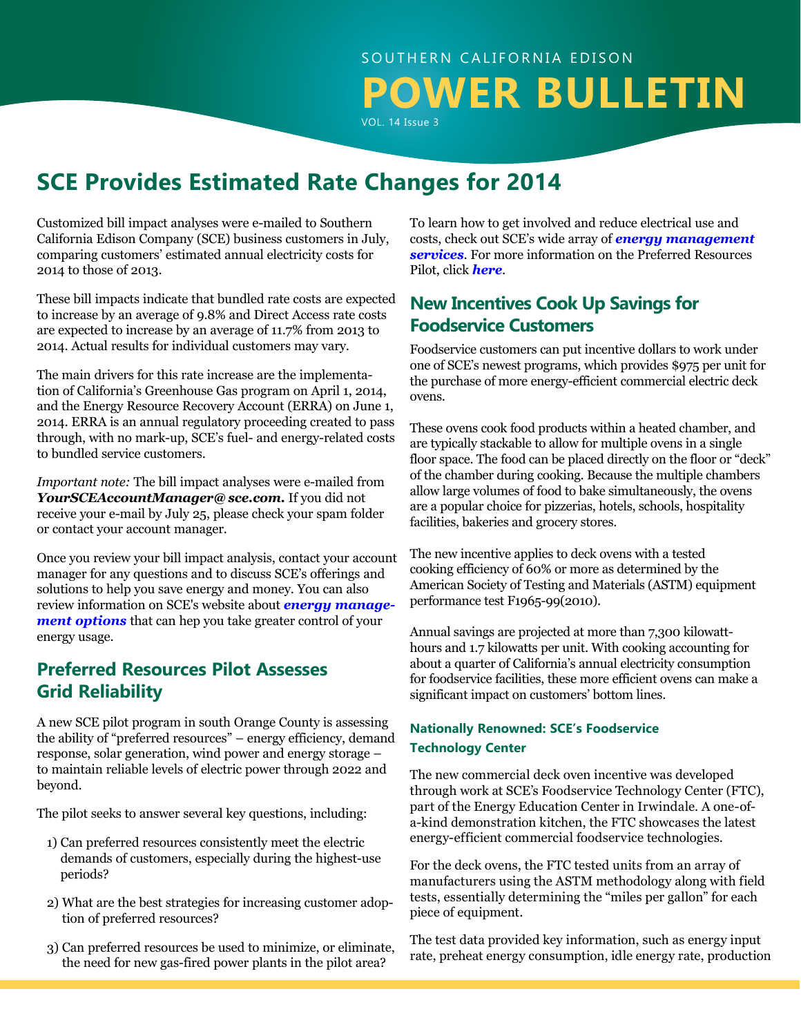SOUTHERN CALIFORNIA EDISON

# POWER BULLETIN

VOL. 14 Issue 3

## SCE Provides Estimated Rate Changes for 2014

Customized bill impact analyses were e-mailed to Southern California Edison Company (SCE) business customers in July, comparing customers' estimated annual electricity costs for 2014 to those of 2013.

These bill impacts indicate that bundled rate costs are expected to increase by an average of 9.8% and Direct Access rate costs are expected to increase by an average of 11.7% from 2013 to 2014. Actual results for individual customers may vary.

The main drivers for this rate increase are the implementation of California's Greenhouse Gas program on April 1, 2014, and the Energy Resource Recovery Account (ERRA) on June 1, 2014. ERRA is an annual regulatory proceeding created to pass through, with no mark-up, SCE's fuel- and energy-related costs to bundled service customers.

*Important note:* The bill impact analyses were e-mailed from ***YourSCEAccountManager@ sce.com.*** If you did not receive your e-mail by July 25, please check your spam folder or contact your account manager.

Once you review your bill impact analysis, contact your account manager for any questions and to discuss SCE's offerings and solutions to help you save energy and money. You can also review information on SCE's website about ***energy management options*** that can hep you take greater control of your energy usage.

## Preferred Resources Pilot Assesses Grid Reliability

A new SCE pilot program in south Orange County is assessing the ability of "preferred resources" – energy efficiency, demand response, solar generation, wind power and energy storage – to maintain reliable levels of electric power through 2022 and beyond.

The pilot seeks to answer several key questions, including:

1) Can preferred resources consistently meet the electric demands of customers, especially during the highest-use periods?
2) What are the best strategies for increasing customer adoption of preferred resources?
3) Can preferred resources be used to minimize, or eliminate, the need for new gas-fired power plants in the pilot area?

To learn how to get involved and reduce electrical use and costs, check out SCE's wide array of ***energy management services***. For more information on the Preferred Resources Pilot, click ***here***.

## New Incentives Cook Up Savings for Foodservice Customers

Foodservice customers can put incentive dollars to work under one of SCE's newest programs, which provides $975 per unit for the purchase of more energy-efficient commercial electric deck ovens.

These ovens cook food products within a heated chamber, and are typically stackable to allow for multiple ovens in a single floor space. The food can be placed directly on the floor or "deck" of the chamber during cooking. Because the multiple chambers allow large volumes of food to bake simultaneously, the ovens are a popular choice for pizzerias, hotels, schools, hospitality facilities, bakeries and grocery stores.

The new incentive applies to deck ovens with a tested cooking efficiency of 60% or more as determined by the American Society of Testing and Materials (ASTM) equipment performance test F1965-99(2010).

Annual savings are projected at more than 7,300 kilowatt-hours and 1.7 kilowatts per unit. With cooking accounting for about a quarter of California's annual electricity consumption for foodservice facilities, these more efficient ovens can make a significant impact on customers' bottom lines.

### Nationally Renowned: SCE's Foodservice Technology Center

The new commercial deck oven incentive was developed through work at SCE's Foodservice Technology Center (FTC), part of the Energy Education Center in Irwindale. A one-of-a-kind demonstration kitchen, the FTC showcases the latest energy-efficient commercial foodservice technologies.

For the deck ovens, the FTC tested units from an array of manufacturers using the ASTM methodology along with field tests, essentially determining the "miles per gallon" for each piece of equipment.

The test data provided key information, such as energy input rate, preheat energy consumption, idle energy rate, production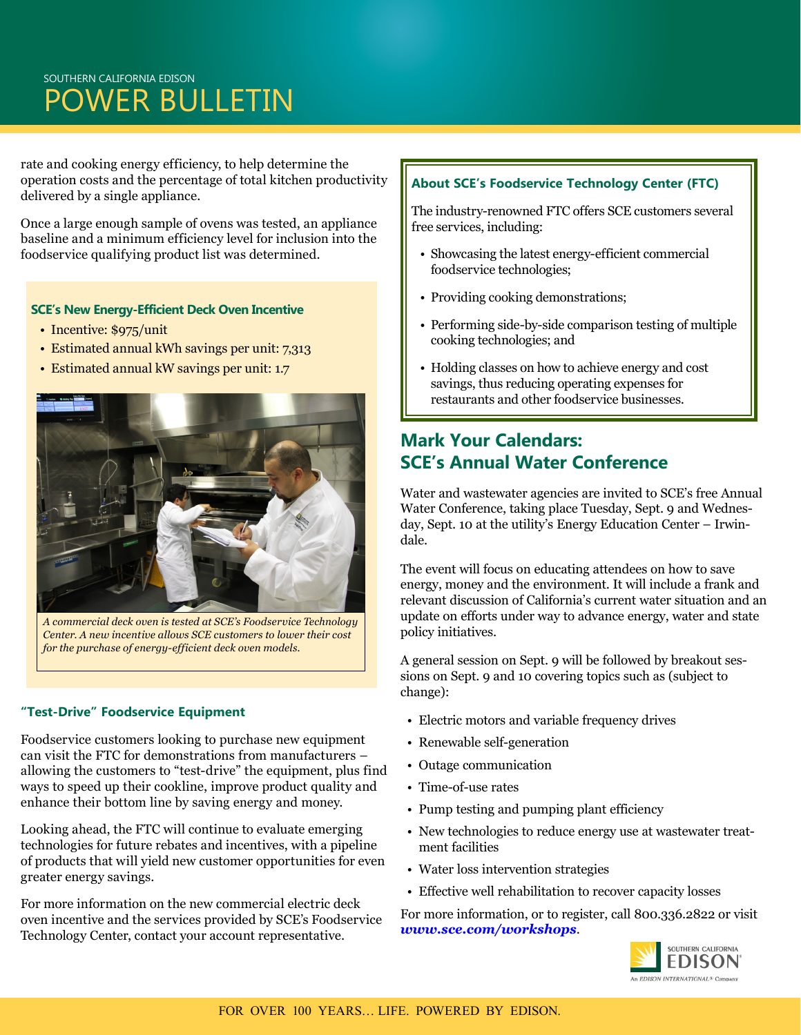rate and cooking energy efficiency, to help determine the operation costs and the percentage of total kitchen productivity delivered by a single appliance.

Once a large enough sample of ovens was tested, an appliance baseline and a minimum efficiency level for inclusion into the foodservice qualifying product list was determined.

### SCE's New Energy-Efficient Deck Oven Incentive

- Incentive: $975/unit
- Estimated annual kWh savings per unit: 7,313
- Estimated annual kW savings per unit: 1.7

*A commercial deck oven is tested at SCE's Foodservice Technology Center. A new incentive allows SCE customers to lower their cost for the purchase of energy-efficient deck oven models.*

### "Test-Drive" Foodservice Equipment

Foodservice customers looking to purchase new equipment can visit the FTC for demonstrations from manufacturers – allowing the customers to "test-drive" the equipment, plus find ways to speed up their cookline, improve product quality and enhance their bottom line by saving energy and money.

Looking ahead, the FTC will continue to evaluate emerging technologies for future rebates and incentives, with a pipeline of products that will yield new customer opportunities for even greater energy savings.

For more information on the new commercial electric deck oven incentive and the services provided by SCE's Foodservice Technology Center, contact your account representative.

### About SCE's Foodservice Technology Center (FTC)

The industry-renowned FTC offers SCE customers several free services, including:

- Showcasing the latest energy-efficient commercial foodservice technologies;
- Providing cooking demonstrations;
- Performing side-by-side comparison testing of multiple cooking technologies; and
- Holding classes on how to achieve energy and cost savings, thus reducing operating expenses for restaurants and other foodservice businesses.

## Mark Your Calendars: SCE's Annual Water Conference

Water and wastewater agencies are invited to SCE's free Annual Water Conference, taking place Tuesday, Sept. 9 and Wednesday, Sept. 10 at the utility's Energy Education Center – Irwindale.

The event will focus on educating attendees on how to save energy, money and the environment. It will include a frank and relevant discussion of California's current water situation and an update on efforts under way to advance energy, water and state policy initiatives.

A general session on Sept. 9 will be followed by breakout sessions on Sept. 9 and 10 covering topics such as (subject to change):

- Electric motors and variable frequency drives
- Renewable self-generation
- Outage communication
- Time-of-use rates
- Pump testing and pumping plant efficiency
- New technologies to reduce energy use at wastewater treatment facilities
- Water loss intervention strategies
- Effective well rehabilitation to recover capacity losses

For more information, or to register, call 800.336.2822 or visit ***www.sce.com/workshops***.